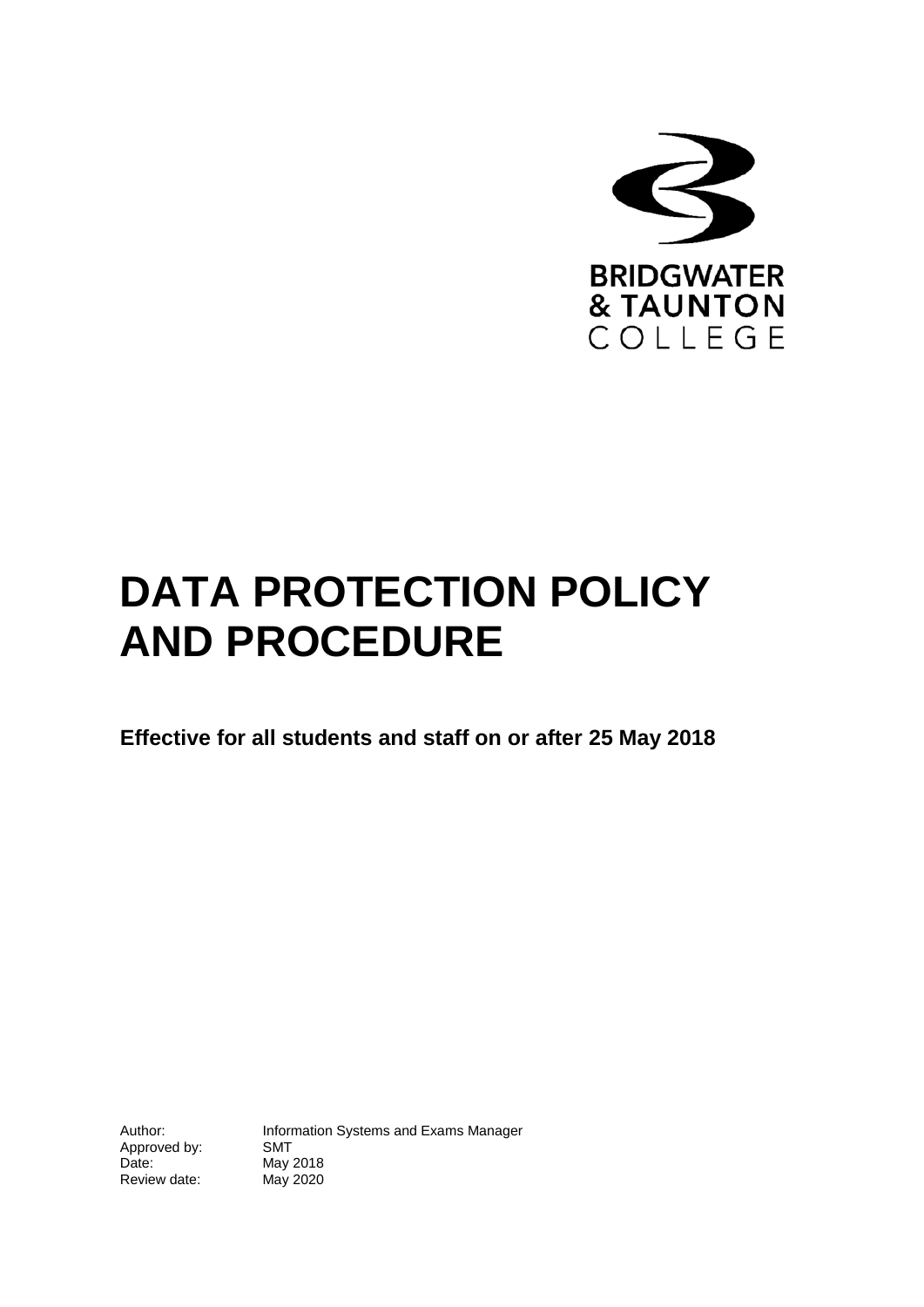BRIDGWATER & TAUNTON COLLEGE

# DATA PROTECTION POLICY AND PROCEDURE

**Effective for all students and staff on or after 25 May 2018**

| | |
|---|---|
| Author: | Information Systems and Exams Manager |
| Approved by: | SMT |
| Date: | May 2018 |
| Review date: | May 2020 |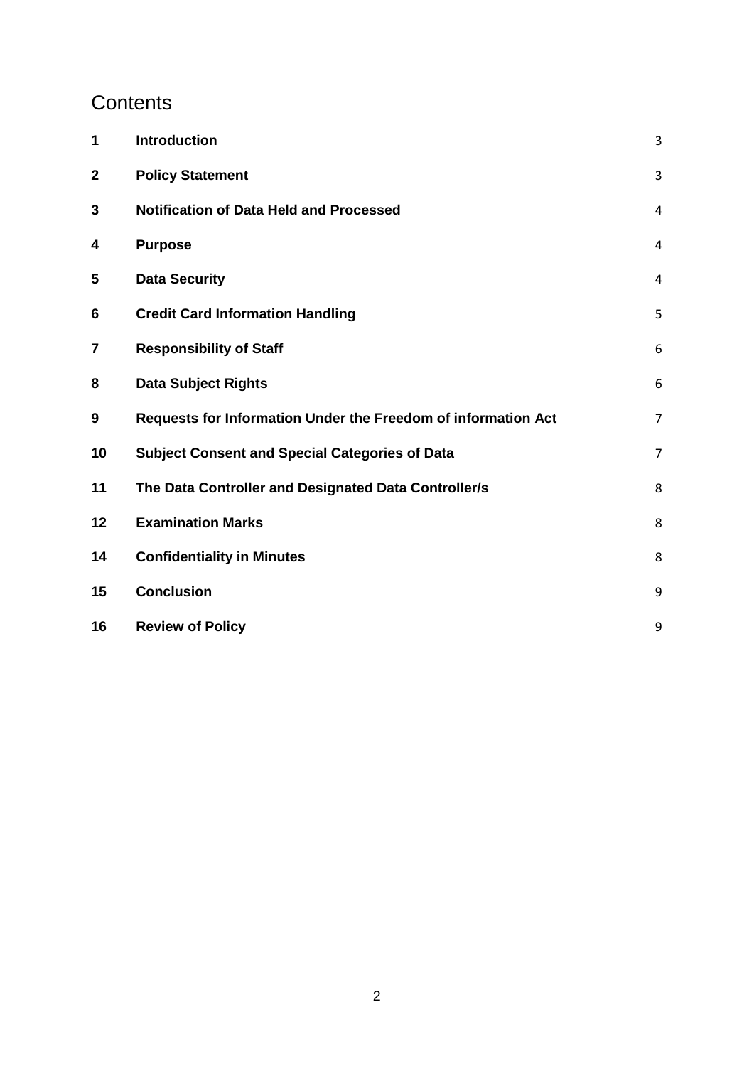# Contents

| | | |
|---|---|---|
| **1** | **Introduction** | 3 |
| **2** | **Policy Statement** | 3 |
| **3** | **Notification of Data Held and Processed** | 4 |
| **4** | **Purpose** | 4 |
| **5** | **Data Security** | 4 |
| **6** | **Credit Card Information Handling** | 5 |
| **7** | **Responsibility of Staff** | 6 |
| **8** | **Data Subject Rights** | 6 |
| **9** | **Requests for Information Under the Freedom of information Act** | 7 |
| **10** | **Subject Consent and Special Categories of Data** | 7 |
| **11** | **The Data Controller and Designated Data Controller/s** | 8 |
| **12** | **Examination Marks** | 8 |
| **14** | **Confidentiality in Minutes** | 8 |
| **15** | **Conclusion** | 9 |
| **16** | **Review of Policy** | 9 |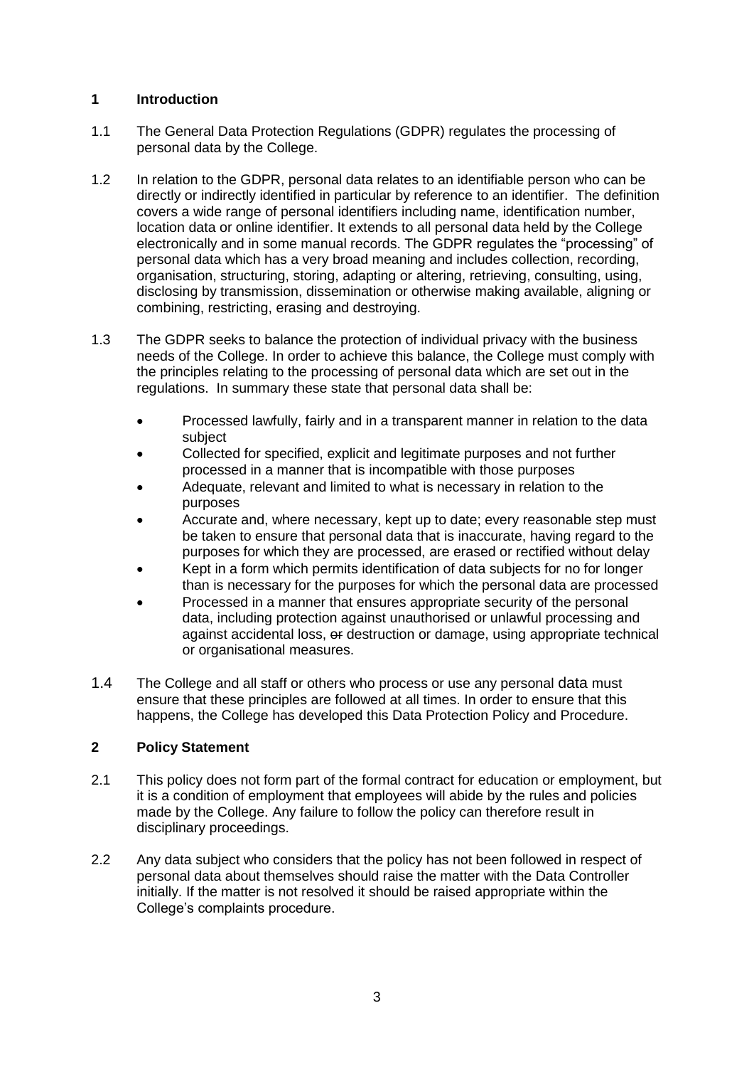## 1 Introduction

1.1 The General Data Protection Regulations (GDPR) regulates the processing of personal data by the College.

1.2 In relation to the GDPR, personal data relates to an identifiable person who can be directly or indirectly identified in particular by reference to an identifier. The definition covers a wide range of personal identifiers including name, identification number, location data or online identifier. It extends to all personal data held by the College electronically and in some manual records. The GDPR regulates the "processing" of personal data which has a very broad meaning and includes collection, recording, organisation, structuring, storing, adapting or altering, retrieving, consulting, using, disclosing by transmission, dissemination or otherwise making available, aligning or combining, restricting, erasing and destroying.

1.3 The GDPR seeks to balance the protection of individual privacy with the business needs of the College. In order to achieve this balance, the College must comply with the principles relating to the processing of personal data which are set out in the regulations. In summary these state that personal data shall be:

- Processed lawfully, fairly and in a transparent manner in relation to the data subject
- Collected for specified, explicit and legitimate purposes and not further processed in a manner that is incompatible with those purposes
- Adequate, relevant and limited to what is necessary in relation to the purposes
- Accurate and, where necessary, kept up to date; every reasonable step must be taken to ensure that personal data that is inaccurate, having regard to the purposes for which they are processed, are erased or rectified without delay
- Kept in a form which permits identification of data subjects for no for longer than is necessary for the purposes for which the personal data are processed
- Processed in a manner that ensures appropriate security of the personal data, including protection against unauthorised or unlawful processing and against accidental loss, ~~or~~ destruction or damage, using appropriate technical or organisational measures.

1.4 The College and all staff or others who process or use any personal data must ensure that these principles are followed at all times. In order to ensure that this happens, the College has developed this Data Protection Policy and Procedure.

## 2 Policy Statement

2.1 This policy does not form part of the formal contract for education or employment, but it is a condition of employment that employees will abide by the rules and policies made by the College. Any failure to follow the policy can therefore result in disciplinary proceedings.

2.2 Any data subject who considers that the policy has not been followed in respect of personal data about themselves should raise the matter with the Data Controller initially. If the matter is not resolved it should be raised appropriate within the College's complaints procedure.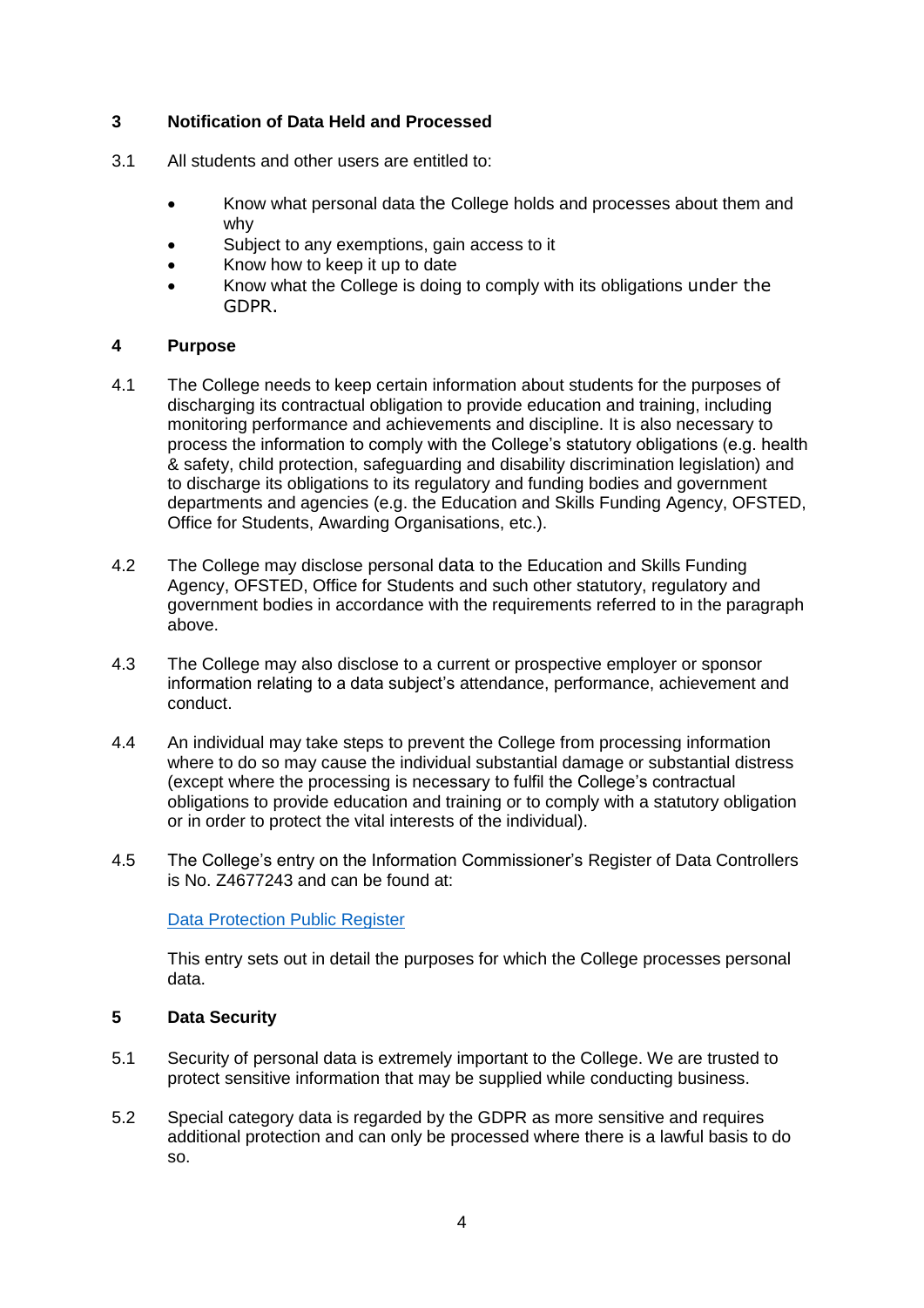## 3 Notification of Data Held and Processed

3.1 All students and other users are entitled to:

- Know what personal data the College holds and processes about them and why
- Subject to any exemptions, gain access to it
- Know how to keep it up to date
- Know what the College is doing to comply with its obligations under the GDPR.

## 4 Purpose

4.1 The College needs to keep certain information about students for the purposes of discharging its contractual obligation to provide education and training, including monitoring performance and achievements and discipline. It is also necessary to process the information to comply with the College's statutory obligations (e.g. health & safety, child protection, safeguarding and disability discrimination legislation) and to discharge its obligations to its regulatory and funding bodies and government departments and agencies (e.g. the Education and Skills Funding Agency, OFSTED, Office for Students, Awarding Organisations, etc.).

4.2 The College may disclose personal data to the Education and Skills Funding Agency, OFSTED, Office for Students and such other statutory, regulatory and government bodies in accordance with the requirements referred to in the paragraph above.

4.3 The College may also disclose to a current or prospective employer or sponsor information relating to a data subject's attendance, performance, achievement and conduct.

4.4 An individual may take steps to prevent the College from processing information where to do so may cause the individual substantial damage or substantial distress (except where the processing is necessary to fulfil the College's contractual obligations to provide education and training or to comply with a statutory obligation or in order to protect the vital interests of the individual).

4.5 The College's entry on the Information Commissioner's Register of Data Controllers is No. Z4677243 and can be found at:

[Data Protection Public Register]

This entry sets out in detail the purposes for which the College processes personal data.

## 5 Data Security

5.1 Security of personal data is extremely important to the College. We are trusted to protect sensitive information that may be supplied while conducting business.

5.2 Special category data is regarded by the GDPR as more sensitive and requires additional protection and can only be processed where there is a lawful basis to do so.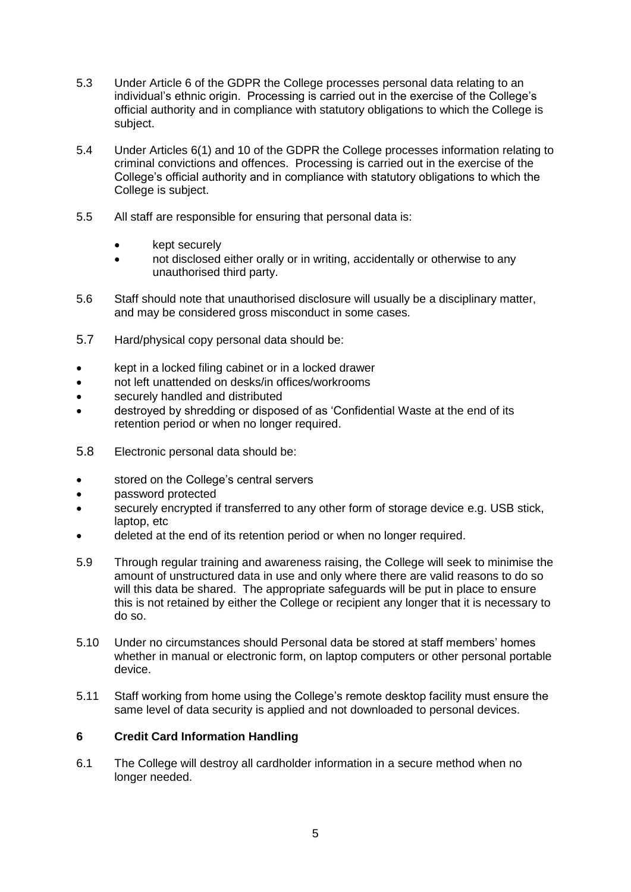5.3 Under Article 6 of the GDPR the College processes personal data relating to an individual's ethnic origin. Processing is carried out in the exercise of the College's official authority and in compliance with statutory obligations to which the College is subject.

5.4 Under Articles 6(1) and 10 of the GDPR the College processes information relating to criminal convictions and offences. Processing is carried out in the exercise of the College's official authority and in compliance with statutory obligations to which the College is subject.

5.5 All staff are responsible for ensuring that personal data is:

- kept securely
- not disclosed either orally or in writing, accidentally or otherwise to any unauthorised third party.

5.6 Staff should note that unauthorised disclosure will usually be a disciplinary matter, and may be considered gross misconduct in some cases.

5.7 Hard/physical copy personal data should be:

- kept in a locked filing cabinet or in a locked drawer
- not left unattended on desks/in offices/workrooms
- securely handled and distributed
- destroyed by shredding or disposed of as 'Confidential Waste at the end of its retention period or when no longer required.

5.8 Electronic personal data should be:

- stored on the College's central servers
- password protected
- securely encrypted if transferred to any other form of storage device e.g. USB stick, laptop, etc
- deleted at the end of its retention period or when no longer required.

5.9 Through regular training and awareness raising, the College will seek to minimise the amount of unstructured data in use and only where there are valid reasons to do so will this data be shared. The appropriate safeguards will be put in place to ensure this is not retained by either the College or recipient any longer that it is necessary to do so.

5.10 Under no circumstances should Personal data be stored at staff members' homes whether in manual or electronic form, on laptop computers or other personal portable device.

5.11 Staff working from home using the College's remote desktop facility must ensure the same level of data security is applied and not downloaded to personal devices.

## 6 Credit Card Information Handling

6.1 The College will destroy all cardholder information in a secure method when no longer needed.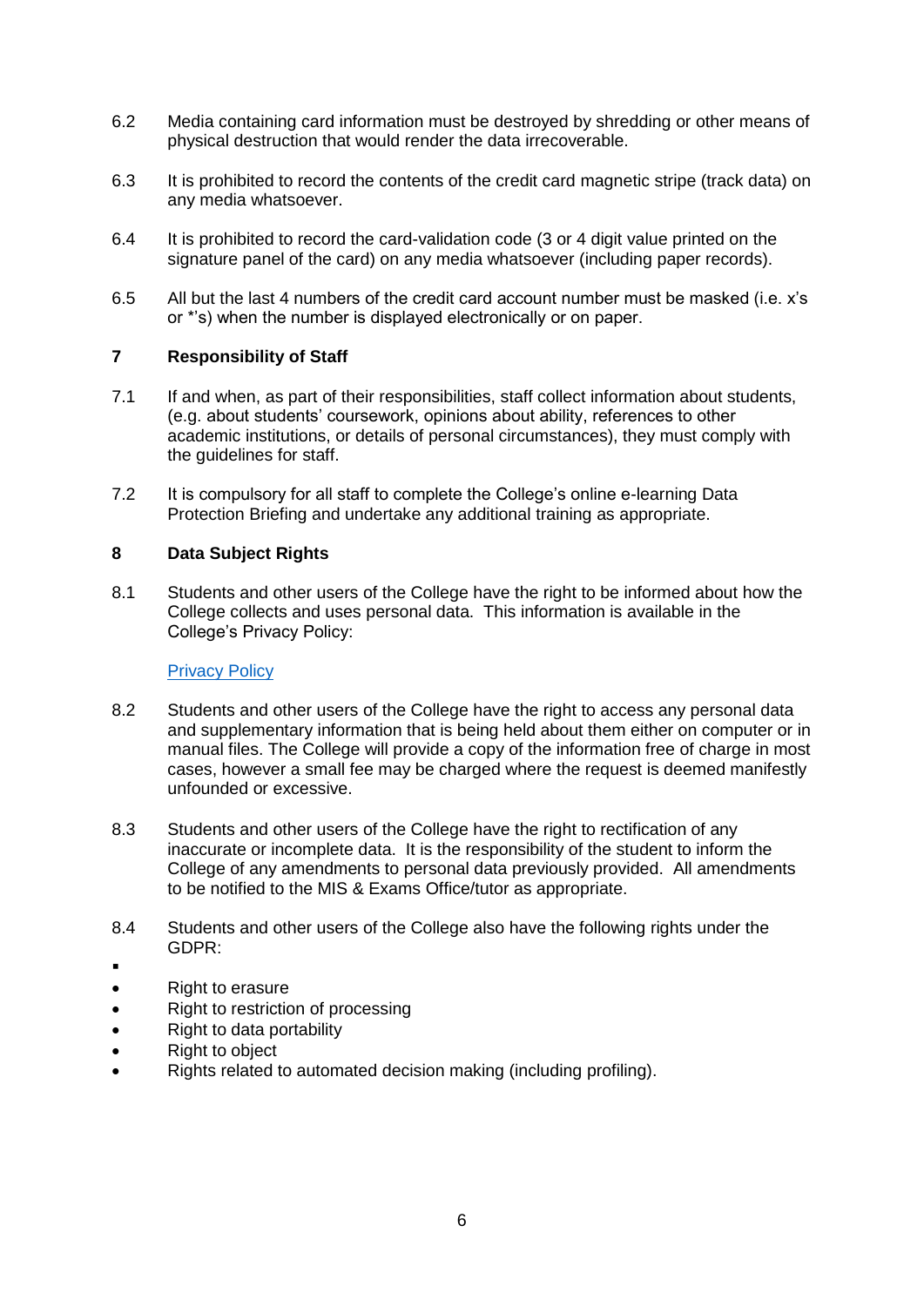6.2 Media containing card information must be destroyed by shredding or other means of physical destruction that would render the data irrecoverable.

6.3 It is prohibited to record the contents of the credit card magnetic stripe (track data) on any media whatsoever.

6.4 It is prohibited to record the card-validation code (3 or 4 digit value printed on the signature panel of the card) on any media whatsoever (including paper records).

6.5 All but the last 4 numbers of the credit card account number must be masked (i.e. x's or *'s) when the number is displayed electronically or on paper.

## 7 Responsibility of Staff

7.1 If and when, as part of their responsibilities, staff collect information about students, (e.g. about students' coursework, opinions about ability, references to other academic institutions, or details of personal circumstances), they must comply with the guidelines for staff.

7.2 It is compulsory for all staff to complete the College's online e-learning Data Protection Briefing and undertake any additional training as appropriate.

## 8 Data Subject Rights

8.1 Students and other users of the College have the right to be informed about how the College collects and uses personal data. This information is available in the College's Privacy Policy:

[Privacy Policy]

8.2 Students and other users of the College have the right to access any personal data and supplementary information that is being held about them either on computer or in manual files. The College will provide a copy of the information free of charge in most cases, however a small fee may be charged where the request is deemed manifestly unfounded or excessive.

8.3 Students and other users of the College have the right to rectification of any inaccurate or incomplete data. It is the responsibility of the student to inform the College of any amendments to personal data previously provided. All amendments to be notified to the MIS & Exams Office/tutor as appropriate.

8.4 Students and other users of the College also have the following rights under the GDPR:

- Right to erasure
- Right to restriction of processing
- Right to data portability
- Right to object
- Rights related to automated decision making (including profiling).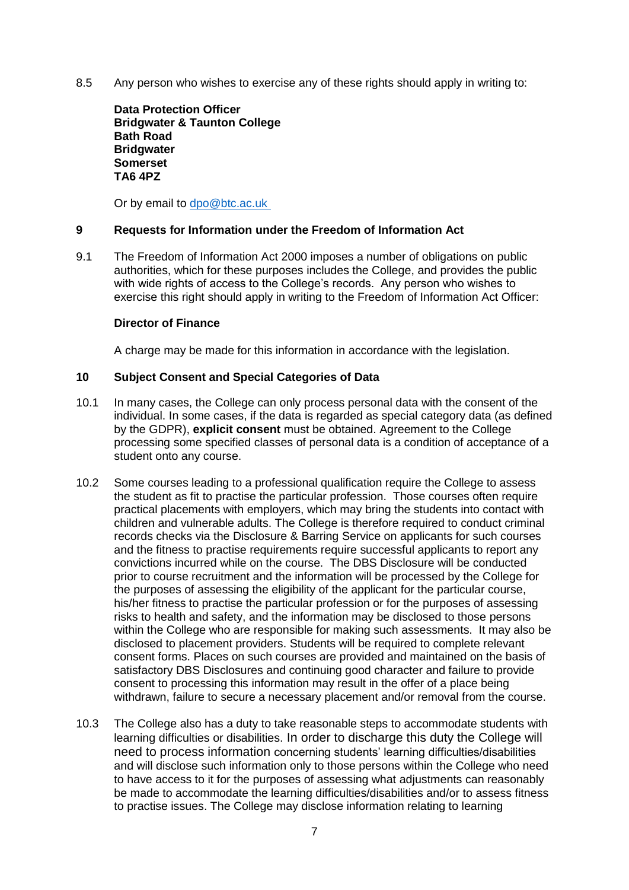8.5 Any person who wishes to exercise any of these rights should apply in writing to:

**Data Protection Officer**
**Bridgwater & Taunton College**
**Bath Road**
**Bridgwater**
**Somerset**
**TA6 4PZ**

Or by email to dpo@btc.ac.uk

## 9 Requests for Information under the Freedom of Information Act

9.1 The Freedom of Information Act 2000 imposes a number of obligations on public authorities, which for these purposes includes the College, and provides the public with wide rights of access to the College's records. Any person who wishes to exercise this right should apply in writing to the Freedom of Information Act Officer:

**Director of Finance**

A charge may be made for this information in accordance with the legislation.

## 10 Subject Consent and Special Categories of Data

10.1 In many cases, the College can only process personal data with the consent of the individual. In some cases, if the data is regarded as special category data (as defined by the GDPR), **explicit consent** must be obtained. Agreement to the College processing some specified classes of personal data is a condition of acceptance of a student onto any course.

10.2 Some courses leading to a professional qualification require the College to assess the student as fit to practise the particular profession. Those courses often require practical placements with employers, which may bring the students into contact with children and vulnerable adults. The College is therefore required to conduct criminal records checks via the Disclosure & Barring Service on applicants for such courses and the fitness to practise requirements require successful applicants to report any convictions incurred while on the course. The DBS Disclosure will be conducted prior to course recruitment and the information will be processed by the College for the purposes of assessing the eligibility of the applicant for the particular course, his/her fitness to practise the particular profession or for the purposes of assessing risks to health and safety, and the information may be disclosed to those persons within the College who are responsible for making such assessments. It may also be disclosed to placement providers. Students will be required to complete relevant consent forms. Places on such courses are provided and maintained on the basis of satisfactory DBS Disclosures and continuing good character and failure to provide consent to processing this information may result in the offer of a place being withdrawn, failure to secure a necessary placement and/or removal from the course.

10.3 The College also has a duty to take reasonable steps to accommodate students with learning difficulties or disabilities. In order to discharge this duty the College will need to process information concerning students' learning difficulties/disabilities and will disclose such information only to those persons within the College who need to have access to it for the purposes of assessing what adjustments can reasonably be made to accommodate the learning difficulties/disabilities and/or to assess fitness to practise issues. The College may disclose information relating to learning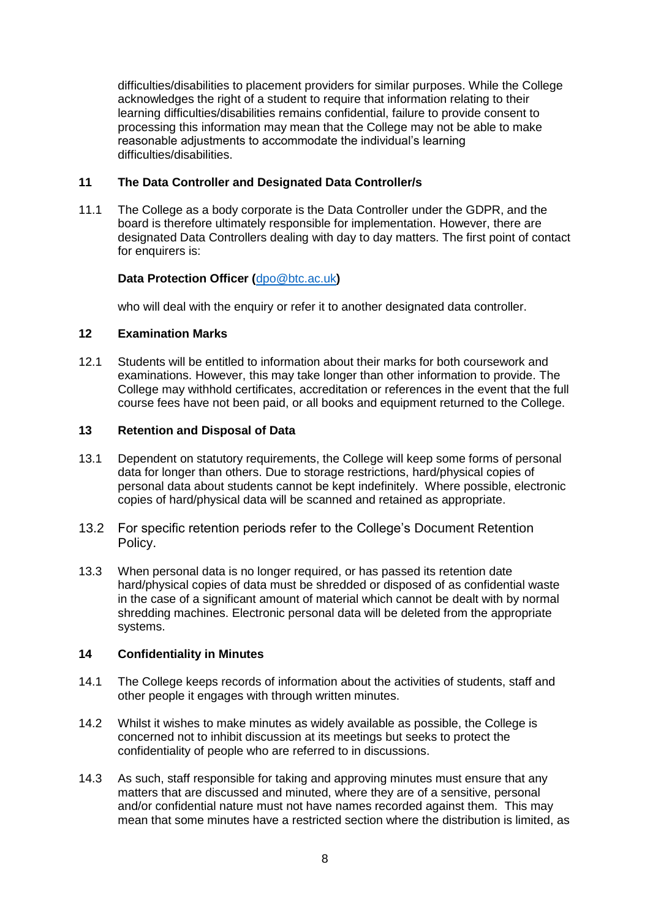difficulties/disabilities to placement providers for similar purposes. While the College acknowledges the right of a student to require that information relating to their learning difficulties/disabilities remains confidential, failure to provide consent to processing this information may mean that the College may not be able to make reasonable adjustments to accommodate the individual's learning difficulties/disabilities.

## 11 The Data Controller and Designated Data Controller/s

11.1 The College as a body corporate is the Data Controller under the GDPR, and the board is therefore ultimately responsible for implementation. However, there are designated Data Controllers dealing with day to day matters. The first point of contact for enquirers is:

**Data Protection Officer (**[dpo@btc.ac.uk](mailto:dpo@btc.ac.uk)**)**

who will deal with the enquiry or refer it to another designated data controller.

## 12 Examination Marks

12.1 Students will be entitled to information about their marks for both coursework and examinations. However, this may take longer than other information to provide. The College may withhold certificates, accreditation or references in the event that the full course fees have not been paid, or all books and equipment returned to the College.

## 13 Retention and Disposal of Data

13.1 Dependent on statutory requirements, the College will keep some forms of personal data for longer than others. Due to storage restrictions, hard/physical copies of personal data about students cannot be kept indefinitely. Where possible, electronic copies of hard/physical data will be scanned and retained as appropriate.

13.2 For specific retention periods refer to the College's Document Retention Policy.

13.3 When personal data is no longer required, or has passed its retention date hard/physical copies of data must be shredded or disposed of as confidential waste in the case of a significant amount of material which cannot be dealt with by normal shredding machines. Electronic personal data will be deleted from the appropriate systems.

## 14 Confidentiality in Minutes

14.1 The College keeps records of information about the activities of students, staff and other people it engages with through written minutes.

14.2 Whilst it wishes to make minutes as widely available as possible, the College is concerned not to inhibit discussion at its meetings but seeks to protect the confidentiality of people who are referred to in discussions.

14.3 As such, staff responsible for taking and approving minutes must ensure that any matters that are discussed and minuted, where they are of a sensitive, personal and/or confidential nature must not have names recorded against them. This may mean that some minutes have a restricted section where the distribution is limited, as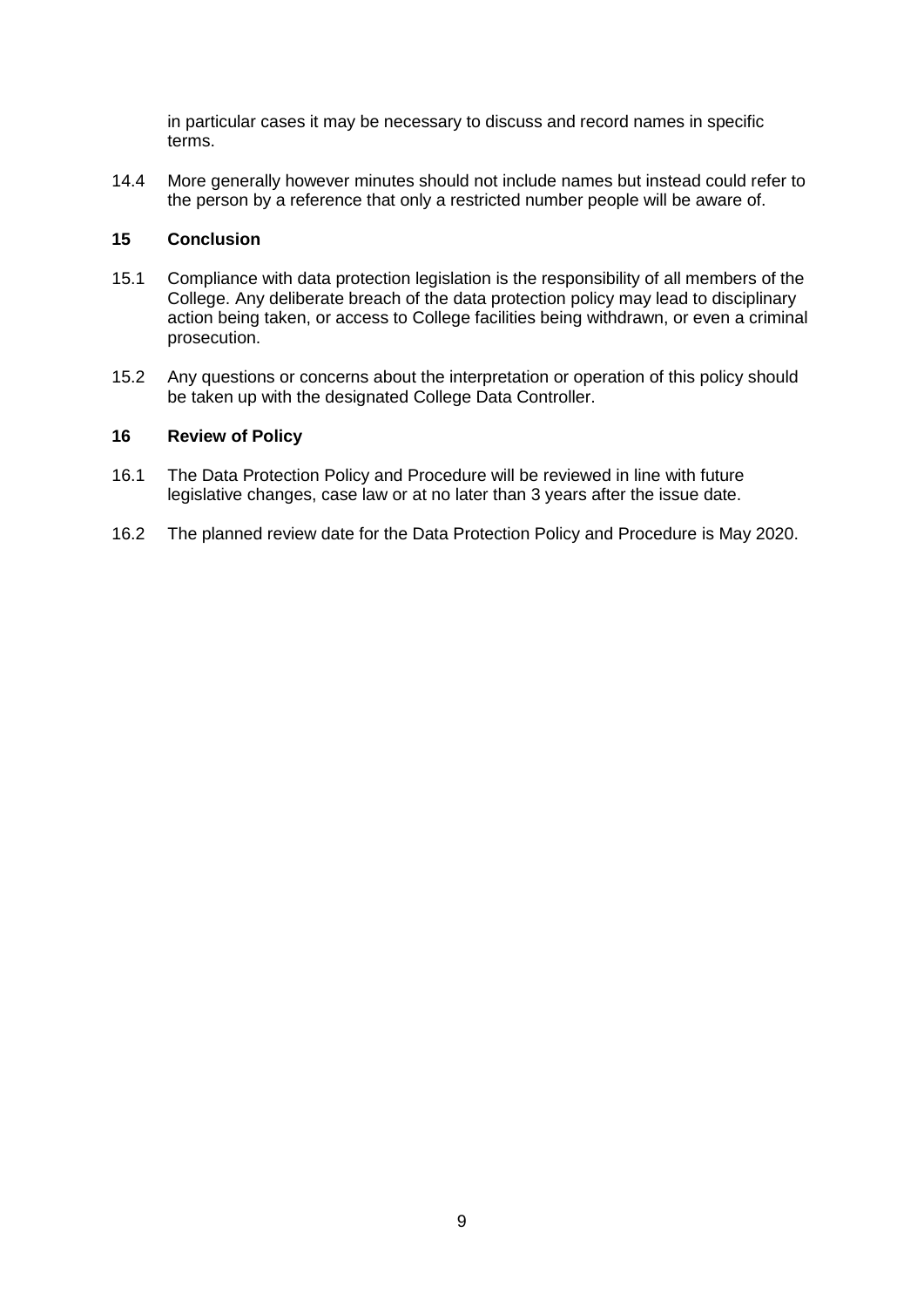in particular cases it may be necessary to discuss and record names in specific terms.

14.4 More generally however minutes should not include names but instead could refer to the person by a reference that only a restricted number people will be aware of.

## 15 Conclusion

15.1 Compliance with data protection legislation is the responsibility of all members of the College. Any deliberate breach of the data protection policy may lead to disciplinary action being taken, or access to College facilities being withdrawn, or even a criminal prosecution.

15.2 Any questions or concerns about the interpretation or operation of this policy should be taken up with the designated College Data Controller.

## 16 Review of Policy

16.1 The Data Protection Policy and Procedure will be reviewed in line with future legislative changes, case law or at no later than 3 years after the issue date.

16.2 The planned review date for the Data Protection Policy and Procedure is May 2020.